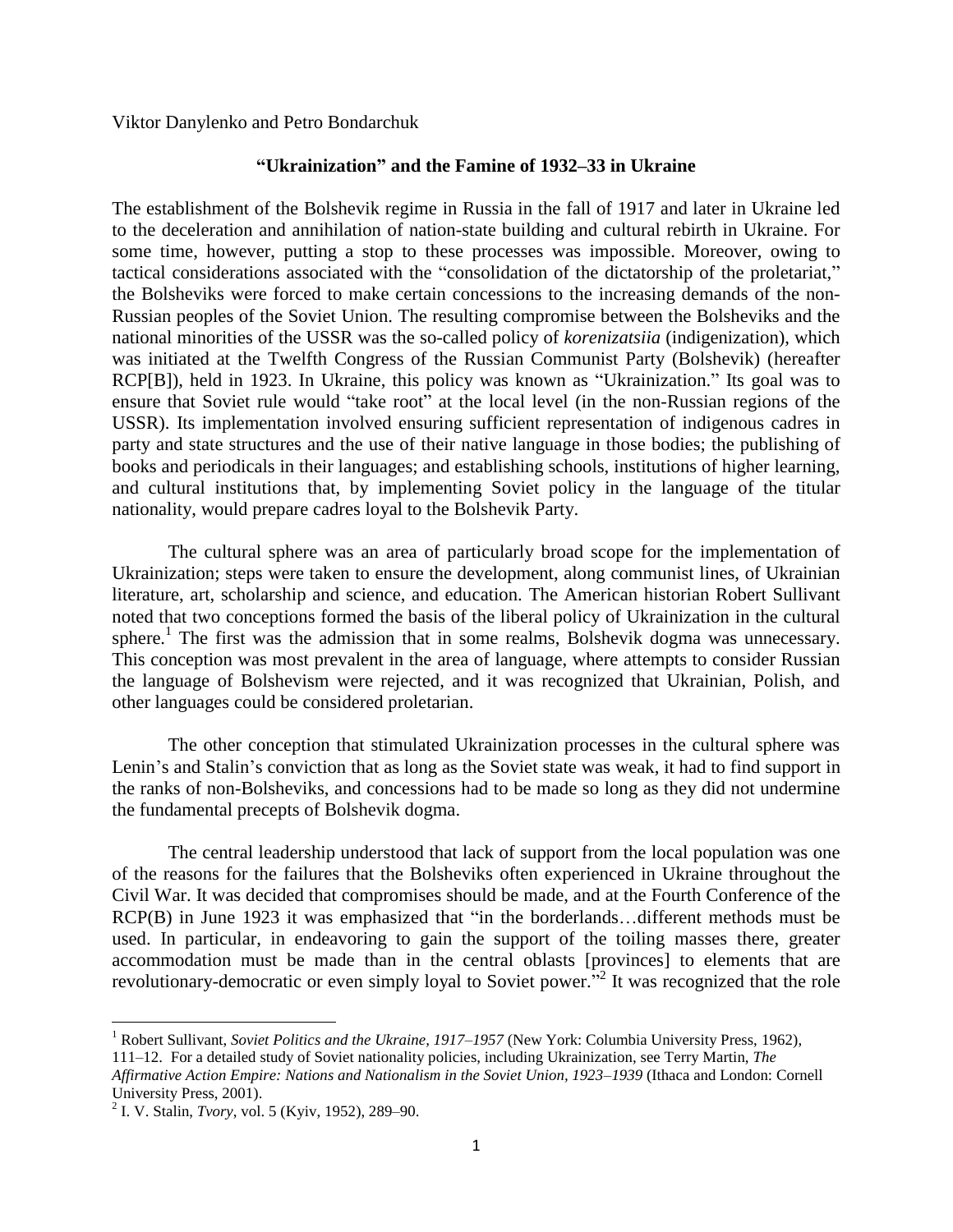Viktor Danylenko and Petro Bondarchuk

## "Ukrainization" and the Famine of 1932–33 in Ukraine

The establishment of the Bolshevik regime in Russia in the fall of 1917 and later in Ukraine led to the deceleration and annihilation of nation-state building and cultural rebirth in Ukraine. For some time, however, putting a stop to these processes was impossible. Moreover, owing to tactical considerations associated with the "consolidation of the dictatorship of the proletariat," the Bolsheviks were forced to make certain concessions to the increasing demands of the non-Russian peoples of the Soviet Union. The resulting compromise between the Bolsheviks and the national minorities of the USSR was the so-called policy of *korenizatsiia* (indigenization), which was initiated at the Twelfth Congress of the Russian Communist Party (Bolshevik) (hereafter RCP[B]), held in 1923. In Ukraine, this policy was known as "Ukrainization." Its goal was to ensure that Soviet rule would "take root" at the local level (in the non-Russian regions of the USSR). Its implementation involved ensuring sufficient representation of indigenous cadres in party and state structures and the use of their native language in those bodies; the publishing of books and periodicals in their languages; and establishing schools, institutions of higher learning, and cultural institutions that, by implementing Soviet policy in the language of the titular nationality, would prepare cadres loyal to the Bolshevik Party.

The cultural sphere was an area of particularly broad scope for the implementation of Ukrainization; steps were taken to ensure the development, along communist lines, of Ukrainian literature, art, scholarship and science, and education. The American historian Robert Sullivant noted that two conceptions formed the basis of the liberal policy of Ukrainization in the cultural sphere.[1] The first was the admission that in some realms, Bolshevik dogma was unnecessary. This conception was most prevalent in the area of language, where attempts to consider Russian the language of Bolshevism were rejected, and it was recognized that Ukrainian, Polish, and other languages could be considered proletarian.

The other conception that stimulated Ukrainization processes in the cultural sphere was Lenin's and Stalin's conviction that as long as the Soviet state was weak, it had to find support in the ranks of non-Bolsheviks, and concessions had to be made so long as they did not undermine the fundamental precepts of Bolshevik dogma.

The central leadership understood that lack of support from the local population was one of the reasons for the failures that the Bolsheviks often experienced in Ukraine throughout the Civil War. It was decided that compromises should be made, and at the Fourth Conference of the RCP(B) in June 1923 it was emphasized that "in the borderlands…different methods must be used. In particular, in endeavoring to gain the support of the toiling masses there, greater accommodation must be made than in the central oblasts [provinces] to elements that are revolutionary-democratic or even simply loyal to Soviet power."[2] It was recognized that the role

---

[1] Robert Sullivant, *Soviet Politics and the Ukraine, 1917–1957* (New York: Columbia University Press, 1962), 111–12. For a detailed study of Soviet nationality policies, including Ukrainization, see Terry Martin, *The Affirmative Action Empire: Nations and Nationalism in the Soviet Union, 1923–1939* (Ithaca and London: Cornell University Press, 2001).

[2] I. V. Stalin, *Tvory*, vol. 5 (Kyiv, 1952), 289–90.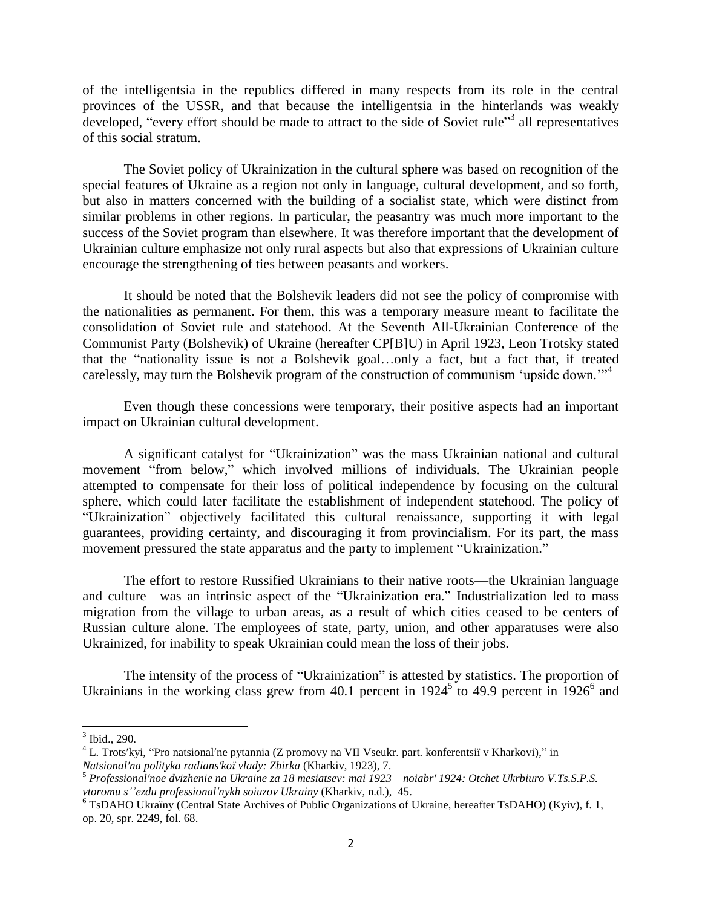of the intelligentsia in the republics differed in many respects from its role in the central provinces of the USSR, and that because the intelligentsia in the hinterlands was weakly developed, "every effort should be made to attract to the side of Soviet rule"[3] all representatives of this social stratum.

The Soviet policy of Ukrainization in the cultural sphere was based on recognition of the special features of Ukraine as a region not only in language, cultural development, and so forth, but also in matters concerned with the building of a socialist state, which were distinct from similar problems in other regions. In particular, the peasantry was much more important to the success of the Soviet program than elsewhere. It was therefore important that the development of Ukrainian culture emphasize not only rural aspects but also that expressions of Ukrainian culture encourage the strengthening of ties between peasants and workers.

It should be noted that the Bolshevik leaders did not see the policy of compromise with the nationalities as permanent. For them, this was a temporary measure meant to facilitate the consolidation of Soviet rule and statehood. At the Seventh All-Ukrainian Conference of the Communist Party (Bolshevik) of Ukraine (hereafter CP[B]U) in April 1923, Leon Trotsky stated that the "nationality issue is not a Bolshevik goal…only a fact, but a fact that, if treated carelessly, may turn the Bolshevik program of the construction of communism 'upside down.'"[4]

Even though these concessions were temporary, their positive aspects had an important impact on Ukrainian cultural development.

A significant catalyst for "Ukrainization" was the mass Ukrainian national and cultural movement "from below," which involved millions of individuals. The Ukrainian people attempted to compensate for their loss of political independence by focusing on the cultural sphere, which could later facilitate the establishment of independent statehood. The policy of "Ukrainization" objectively facilitated this cultural renaissance, supporting it with legal guarantees, providing certainty, and discouraging it from provincialism. For its part, the mass movement pressured the state apparatus and the party to implement "Ukrainization."

The effort to restore Russified Ukrainians to their native roots—the Ukrainian language and culture—was an intrinsic aspect of the "Ukrainization era." Industrialization led to mass migration from the village to urban areas, as a result of which cities ceased to be centers of Russian culture alone. The employees of state, party, union, and other apparatuses were also Ukrainized, for inability to speak Ukrainian could mean the loss of their jobs.

The intensity of the process of "Ukrainization" is attested by statistics. The proportion of Ukrainians in the working class grew from 40.1 percent in 1924[5] to 49.9 percent in 1926[6] and

---

[3] Ibid., 290.

[4] L. Trots′kyi, "Pro natsional′ne pytannia (Z promovy na VII Vseukr. part. konferentsiï v Kharkovi)," in *Natsional′na polityka radians′koï vlady: Zbirka* (Kharkiv, 1923), 7.

[5] *Professional′noe dvizhenie na Ukraine za 18 mesiatsev: mai 1923 – noiabr′ 1924: Otchet Ukrbiuro V.Ts.S.P.S. vtoromu s''ezdu professional′nykh soiuzov Ukrainy* (Kharkiv, n.d.), 45.

[6] TsDAHO Ukraïny (Central State Archives of Public Organizations of Ukraine, hereafter TsDAHO) (Kyiv), f. 1, op. 20, spr. 2249, fol. 68.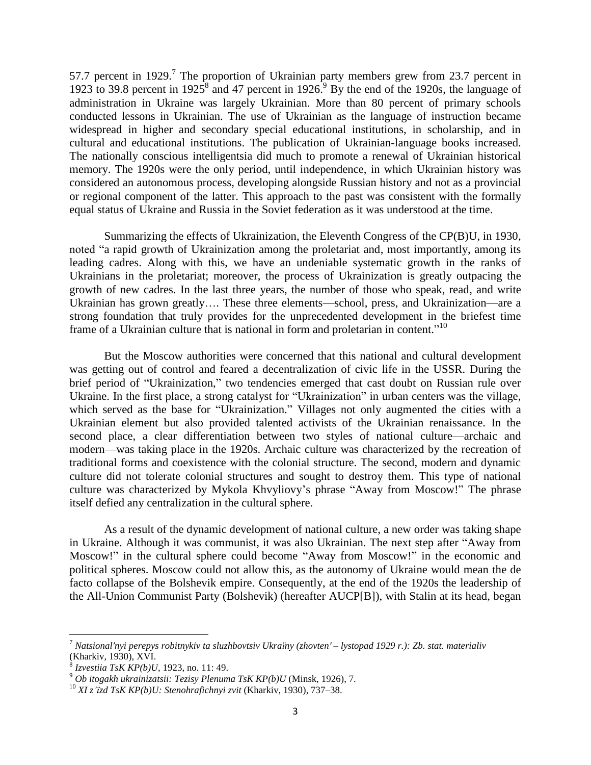57.7 percent in 1929.[7] The proportion of Ukrainian party members grew from 23.7 percent in 1923 to 39.8 percent in 1925[8] and 47 percent in 1926.[9] By the end of the 1920s, the language of administration in Ukraine was largely Ukrainian. More than 80 percent of primary schools conducted lessons in Ukrainian. The use of Ukrainian as the language of instruction became widespread in higher and secondary special educational institutions, in scholarship, and in cultural and educational institutions. The publication of Ukrainian-language books increased. The nationally conscious intelligentsia did much to promote a renewal of Ukrainian historical memory. The 1920s were the only period, until independence, in which Ukrainian history was considered an autonomous process, developing alongside Russian history and not as a provincial or regional component of the latter. This approach to the past was consistent with the formally equal status of Ukraine and Russia in the Soviet federation as it was understood at the time.

Summarizing the effects of Ukrainization, the Eleventh Congress of the CP(B)U, in 1930, noted "a rapid growth of Ukrainization among the proletariat and, most importantly, among its leading cadres. Along with this, we have an undeniable systematic growth in the ranks of Ukrainians in the proletariat; moreover, the process of Ukrainization is greatly outpacing the growth of new cadres. In the last three years, the number of those who speak, read, and write Ukrainian has grown greatly…. These three elements—school, press, and Ukrainization—are a strong foundation that truly provides for the unprecedented development in the briefest time frame of a Ukrainian culture that is national in form and proletarian in content."[10]

But the Moscow authorities were concerned that this national and cultural development was getting out of control and feared a decentralization of civic life in the USSR. During the brief period of "Ukrainization," two tendencies emerged that cast doubt on Russian rule over Ukraine. In the first place, a strong catalyst for "Ukrainization" in urban centers was the village, which served as the base for "Ukrainization." Villages not only augmented the cities with a Ukrainian element but also provided talented activists of the Ukrainian renaissance. In the second place, a clear differentiation between two styles of national culture—archaic and modern—was taking place in the 1920s. Archaic culture was characterized by the recreation of traditional forms and coexistence with the colonial structure. The second, modern and dynamic culture did not tolerate colonial structures and sought to destroy them. This type of national culture was characterized by Mykola Khvyliovy's phrase "Away from Moscow!" The phrase itself defied any centralization in the cultural sphere.

As a result of the dynamic development of national culture, a new order was taking shape in Ukraine. Although it was communist, it was also Ukrainian. The next step after "Away from Moscow!" in the cultural sphere could become "Away from Moscow!" in the economic and political spheres. Moscow could not allow this, as the autonomy of Ukraine would mean the de facto collapse of the Bolshevik empire. Consequently, at the end of the 1920s the leadership of the All-Union Communist Party (Bolshevik) (hereafter AUCP[B]), with Stalin at its head, began

---

[7] *Natsional'nyi perepys robitnykiv ta sluzhbovtsiv Ukraïny (zhovten' – lystopad 1929 r.): Zb. stat. materialiv* (Kharkiv, 1930), XVI.

[8] *Izvestiia TsK KP(b)U*, 1923, no. 11: 49.

[9] *Ob itogakh ukrainizatsii: Tezisy Plenuma TsK KP(b)U* (Minsk, 1926), 7.

[10] *XI z'ïzd TsK KP(b)U: Stenohrafichnyi zvit* (Kharkiv, 1930), 737–38.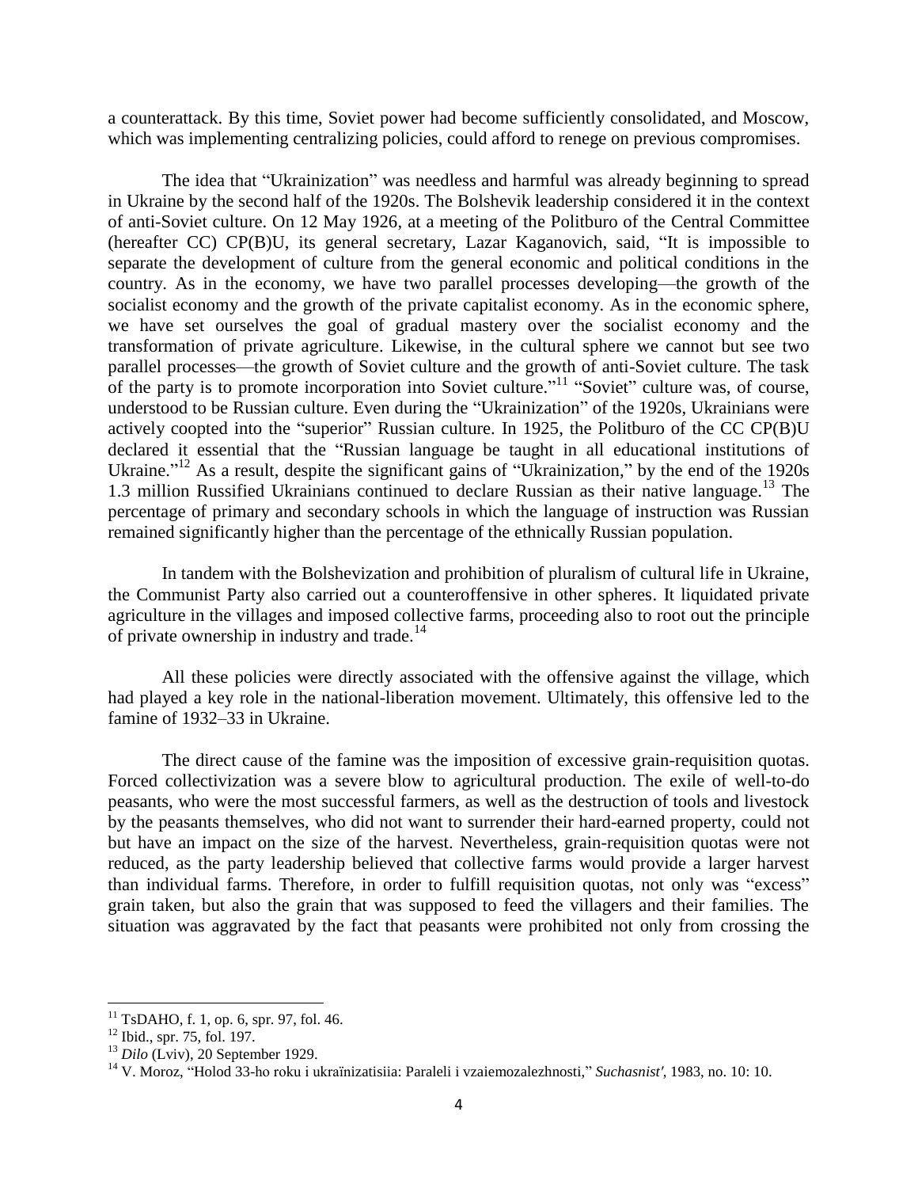a counterattack. By this time, Soviet power had become sufficiently consolidated, and Moscow, which was implementing centralizing policies, could afford to renege on previous compromises.

The idea that "Ukrainization" was needless and harmful was already beginning to spread in Ukraine by the second half of the 1920s. The Bolshevik leadership considered it in the context of anti-Soviet culture. On 12 May 1926, at a meeting of the Politburo of the Central Committee (hereafter CC) CP(B)U, its general secretary, Lazar Kaganovich, said, "It is impossible to separate the development of culture from the general economic and political conditions in the country. As in the economy, we have two parallel processes developing—the growth of the socialist economy and the growth of the private capitalist economy. As in the economic sphere, we have set ourselves the goal of gradual mastery over the socialist economy and the transformation of private agriculture. Likewise, in the cultural sphere we cannot but see two parallel processes—the growth of Soviet culture and the growth of anti-Soviet culture. The task of the party is to promote incorporation into Soviet culture."[11] "Soviet" culture was, of course, understood to be Russian culture. Even during the "Ukrainization" of the 1920s, Ukrainians were actively coopted into the "superior" Russian culture. In 1925, the Politburo of the CC CP(B)U declared it essential that the "Russian language be taught in all educational institutions of Ukraine."[12] As a result, despite the significant gains of "Ukrainization," by the end of the 1920s 1.3 million Russified Ukrainians continued to declare Russian as their native language.[13] The percentage of primary and secondary schools in which the language of instruction was Russian remained significantly higher than the percentage of the ethnically Russian population.

In tandem with the Bolshevization and prohibition of pluralism of cultural life in Ukraine, the Communist Party also carried out a counteroffensive in other spheres. It liquidated private agriculture in the villages and imposed collective farms, proceeding also to root out the principle of private ownership in industry and trade.[14]

All these policies were directly associated with the offensive against the village, which had played a key role in the national-liberation movement. Ultimately, this offensive led to the famine of 1932–33 in Ukraine.

The direct cause of the famine was the imposition of excessive grain-requisition quotas. Forced collectivization was a severe blow to agricultural production. The exile of well-to-do peasants, who were the most successful farmers, as well as the destruction of tools and livestock by the peasants themselves, who did not want to surrender their hard-earned property, could not but have an impact on the size of the harvest. Nevertheless, grain-requisition quotas were not reduced, as the party leadership believed that collective farms would provide a larger harvest than individual farms. Therefore, in order to fulfill requisition quotas, not only was "excess" grain taken, but also the grain that was supposed to feed the villagers and their families. The situation was aggravated by the fact that peasants were prohibited not only from crossing the

---

[11] TsDAHO, f. 1, op. 6, spr. 97, fol. 46.

[12] Ibid., spr. 75, fol. 197.

[13] *Dilo* (Lviv), 20 September 1929.

[14] V. Moroz, "Holod 33-ho roku i ukraïnizatsiia: Paraleli i vzaiemozalezhnosti," *Suchasnist'*, 1983, no. 10: 10.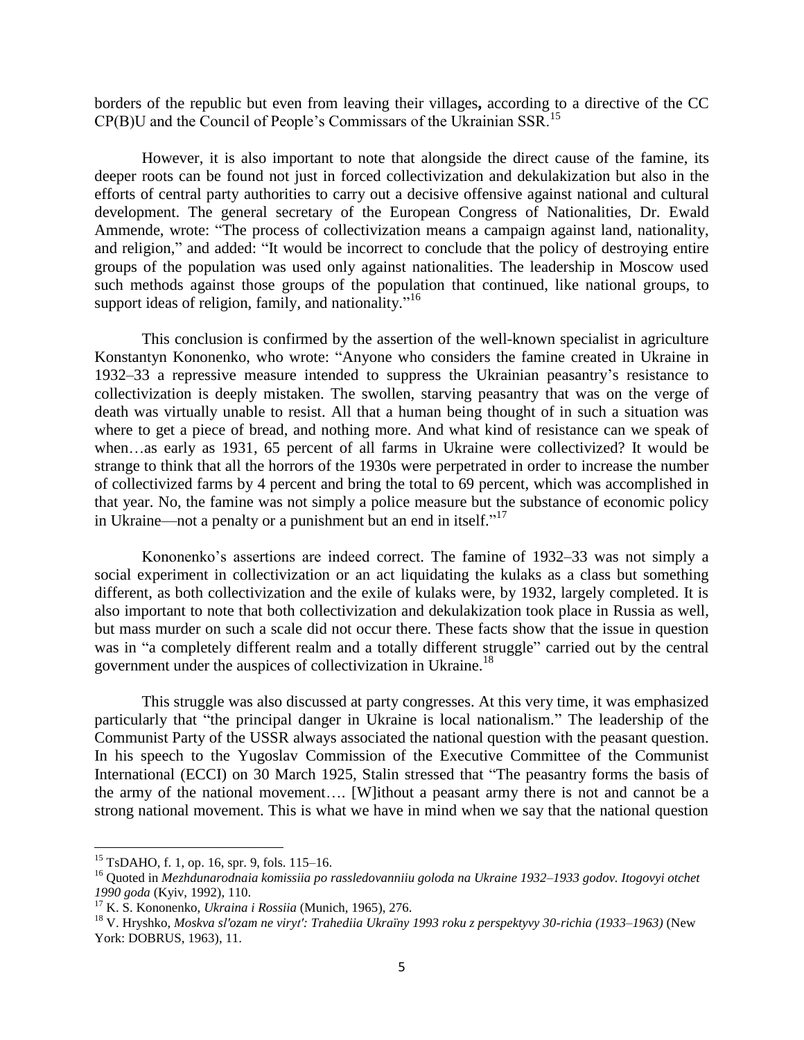borders of the republic but even from leaving their villages**,** according to a directive of the CC CP(B)U and the Council of People's Commissars of the Ukrainian SSR.[15]

However, it is also important to note that alongside the direct cause of the famine, its deeper roots can be found not just in forced collectivization and dekulakization but also in the efforts of central party authorities to carry out a decisive offensive against national and cultural development. The general secretary of the European Congress of Nationalities, Dr. Ewald Ammende, wrote: "The process of collectivization means a campaign against land, nationality, and religion," and added: "It would be incorrect to conclude that the policy of destroying entire groups of the population was used only against nationalities. The leadership in Moscow used such methods against those groups of the population that continued, like national groups, to support ideas of religion, family, and nationality."[16]

This conclusion is confirmed by the assertion of the well-known specialist in agriculture Konstantyn Kononenko, who wrote: "Anyone who considers the famine created in Ukraine in 1932–33 a repressive measure intended to suppress the Ukrainian peasantry's resistance to collectivization is deeply mistaken. The swollen, starving peasantry that was on the verge of death was virtually unable to resist. All that a human being thought of in such a situation was where to get a piece of bread, and nothing more. And what kind of resistance can we speak of when…as early as 1931, 65 percent of all farms in Ukraine were collectivized? It would be strange to think that all the horrors of the 1930s were perpetrated in order to increase the number of collectivized farms by 4 percent and bring the total to 69 percent, which was accomplished in that year. No, the famine was not simply a police measure but the substance of economic policy in Ukraine—not a penalty or a punishment but an end in itself."[17]

Kononenko's assertions are indeed correct. The famine of 1932–33 was not simply a social experiment in collectivization or an act liquidating the kulaks as a class but something different, as both collectivization and the exile of kulaks were, by 1932, largely completed. It is also important to note that both collectivization and dekulakization took place in Russia as well, but mass murder on such a scale did not occur there. These facts show that the issue in question was in "a completely different realm and a totally different struggle" carried out by the central government under the auspices of collectivization in Ukraine.[18]

This struggle was also discussed at party congresses. At this very time, it was emphasized particularly that "the principal danger in Ukraine is local nationalism." The leadership of the Communist Party of the USSR always associated the national question with the peasant question. In his speech to the Yugoslav Commission of the Executive Committee of the Communist International (ECCI) on 30 March 1925, Stalin stressed that "The peasantry forms the basis of the army of the national movement…. [W]ithout a peasant army there is not and cannot be a strong national movement. This is what we have in mind when we say that the national question

---

[15] TsDAHO, f. 1, op. 16, spr. 9, fols. 115–16.

[16] Quoted in *Mezhdunarodnaia komissiia po rassledovanniiu goloda na Ukraine 1932–1933 godov. Itogovyi otchet 1990 goda* (Kyiv, 1992), 110.

[17] K. S. Kononenko, *Ukraina i Rossiia* (Munich, 1965), 276.

[18] V. Hryshko, *Moskva sl'ozam ne viryt': Trahediia Ukraïny 1993 roku z perspektyvy 30-richia (1933–1963)* (New York: DOBRUS, 1963), 11.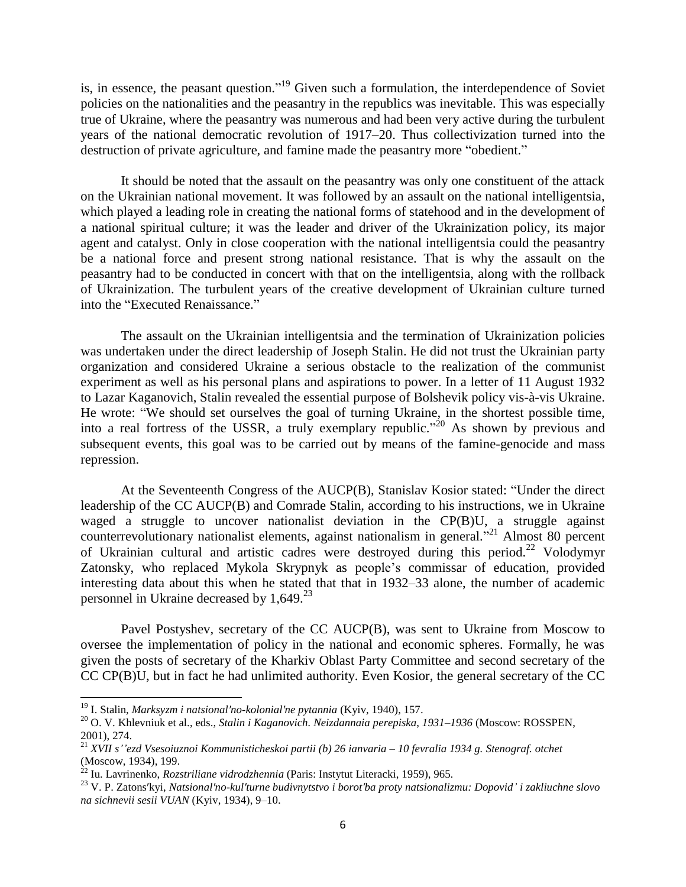is, in essence, the peasant question."[19] Given such a formulation, the interdependence of Soviet policies on the nationalities and the peasantry in the republics was inevitable. This was especially true of Ukraine, where the peasantry was numerous and had been very active during the turbulent years of the national democratic revolution of 1917–20. Thus collectivization turned into the destruction of private agriculture, and famine made the peasantry more "obedient."

It should be noted that the assault on the peasantry was only one constituent of the attack on the Ukrainian national movement. It was followed by an assault on the national intelligentsia, which played a leading role in creating the national forms of statehood and in the development of a national spiritual culture; it was the leader and driver of the Ukrainization policy, its major agent and catalyst. Only in close cooperation with the national intelligentsia could the peasantry be a national force and present strong national resistance. That is why the assault on the peasantry had to be conducted in concert with that on the intelligentsia, along with the rollback of Ukrainization. The turbulent years of the creative development of Ukrainian culture turned into the "Executed Renaissance."

The assault on the Ukrainian intelligentsia and the termination of Ukrainization policies was undertaken under the direct leadership of Joseph Stalin. He did not trust the Ukrainian party organization and considered Ukraine a serious obstacle to the realization of the communist experiment as well as his personal plans and aspirations to power. In a letter of 11 August 1932 to Lazar Kaganovich, Stalin revealed the essential purpose of Bolshevik policy vis-à-vis Ukraine. He wrote: "We should set ourselves the goal of turning Ukraine, in the shortest possible time, into a real fortress of the USSR, a truly exemplary republic."[20] As shown by previous and subsequent events, this goal was to be carried out by means of the famine-genocide and mass repression.

At the Seventeenth Congress of the AUCP(B), Stanislav Kosior stated: "Under the direct leadership of the CC AUCP(B) and Comrade Stalin, according to his instructions, we in Ukraine waged a struggle to uncover nationalist deviation in the CP(B)U, a struggle against counterrevolutionary nationalist elements, against nationalism in general."[21] Almost 80 percent of Ukrainian cultural and artistic cadres were destroyed during this period.[22] Volodymyr Zatonsky, who replaced Mykola Skrypnyk as people's commissar of education, provided interesting data about this when he stated that that in 1932–33 alone, the number of academic personnel in Ukraine decreased by 1,649.[23]

Pavel Postyshev, secretary of the CC AUCP(B), was sent to Ukraine from Moscow to oversee the implementation of policy in the national and economic spheres. Formally, he was given the posts of secretary of the Kharkiv Oblast Party Committee and second secretary of the CC CP(B)U, but in fact he had unlimited authority. Even Kosior, the general secretary of the CC

---

[19] I. Stalin, *Marksyzm i natsional'no-kolonial'ne pytannia* (Kyiv, 1940), 157.

[20] O. V. Khlevniuk et al., eds., *Stalin i Kaganovich. Neizdannaia perepiska, 1931–1936* (Moscow: ROSSPEN, 2001), 274.

[21] *XVII s''ezd Vsesoiuznoi Kommunisticheskoi partii (b) 26 ianvaria – 10 fevralia 1934 g. Stenograf. otchet* (Moscow, 1934), 199.

[22] Iu. Lavrinenko, *Rozstriliane vidrodzhennia* (Paris: Instytut Literacki, 1959), 965.

[23] V. P. Zatons'kyi, *Natsional'no-kul'turne budivnytstvo i borot'ba proty natsionalizmu: Dopovid' i zakliuchne slovo na sichnevii sesii VUAN* (Kyiv, 1934), 9–10.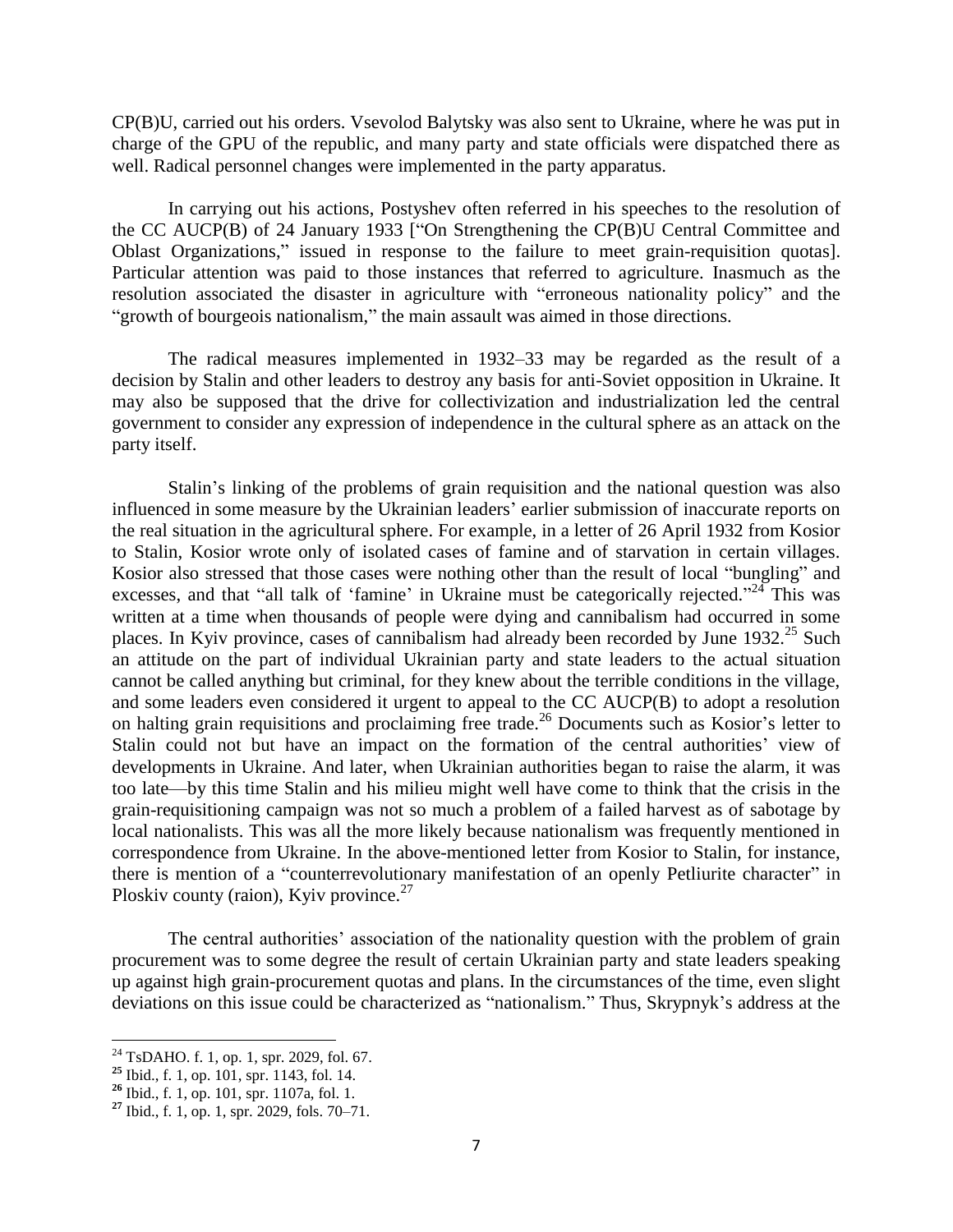CP(B)U, carried out his orders. Vsevolod Balytsky was also sent to Ukraine, where he was put in charge of the GPU of the republic, and many party and state officials were dispatched there as well. Radical personnel changes were implemented in the party apparatus.

In carrying out his actions, Postyshev often referred in his speeches to the resolution of the CC AUCP(B) of 24 January 1933 ["On Strengthening the CP(B)U Central Committee and Oblast Organizations," issued in response to the failure to meet grain-requisition quotas]. Particular attention was paid to those instances that referred to agriculture. Inasmuch as the resolution associated the disaster in agriculture with "erroneous nationality policy" and the "growth of bourgeois nationalism," the main assault was aimed in those directions.

The radical measures implemented in 1932–33 may be regarded as the result of a decision by Stalin and other leaders to destroy any basis for anti-Soviet opposition in Ukraine. It may also be supposed that the drive for collectivization and industrialization led the central government to consider any expression of independence in the cultural sphere as an attack on the party itself.

Stalin's linking of the problems of grain requisition and the national question was also influenced in some measure by the Ukrainian leaders' earlier submission of inaccurate reports on the real situation in the agricultural sphere. For example, in a letter of 26 April 1932 from Kosior to Stalin, Kosior wrote only of isolated cases of famine and of starvation in certain villages. Kosior also stressed that those cases were nothing other than the result of local "bungling" and excesses, and that "all talk of 'famine' in Ukraine must be categorically rejected."[24] This was written at a time when thousands of people were dying and cannibalism had occurred in some places. In Kyiv province, cases of cannibalism had already been recorded by June 1932.[25] Such an attitude on the part of individual Ukrainian party and state leaders to the actual situation cannot be called anything but criminal, for they knew about the terrible conditions in the village, and some leaders even considered it urgent to appeal to the CC AUCP(B) to adopt a resolution on halting grain requisitions and proclaiming free trade.[26] Documents such as Kosior's letter to Stalin could not but have an impact on the formation of the central authorities' view of developments in Ukraine. And later, when Ukrainian authorities began to raise the alarm, it was too late—by this time Stalin and his milieu might well have come to think that the crisis in the grain-requisitioning campaign was not so much a problem of a failed harvest as of sabotage by local nationalists. This was all the more likely because nationalism was frequently mentioned in correspondence from Ukraine. In the above-mentioned letter from Kosior to Stalin, for instance, there is mention of a "counterrevolutionary manifestation of an openly Petliurite character" in Ploskiv county (raion), Kyiv province.[27]

The central authorities' association of the nationality question with the problem of grain procurement was to some degree the result of certain Ukrainian party and state leaders speaking up against high grain-procurement quotas and plans. In the circumstances of the time, even slight deviations on this issue could be characterized as "nationalism." Thus, Skrypnyk's address at the

---

[24] TsDAHO. f. 1, op. 1, spr. 2029, fol. 67.

[25] Ibid., f. 1, op. 101, spr. 1143, fol. 14.

[26] Ibid., f. 1, op. 101, spr. 1107a, fol. 1.

[27] Ibid., f. 1, op. 1, spr. 2029, fols. 70–71.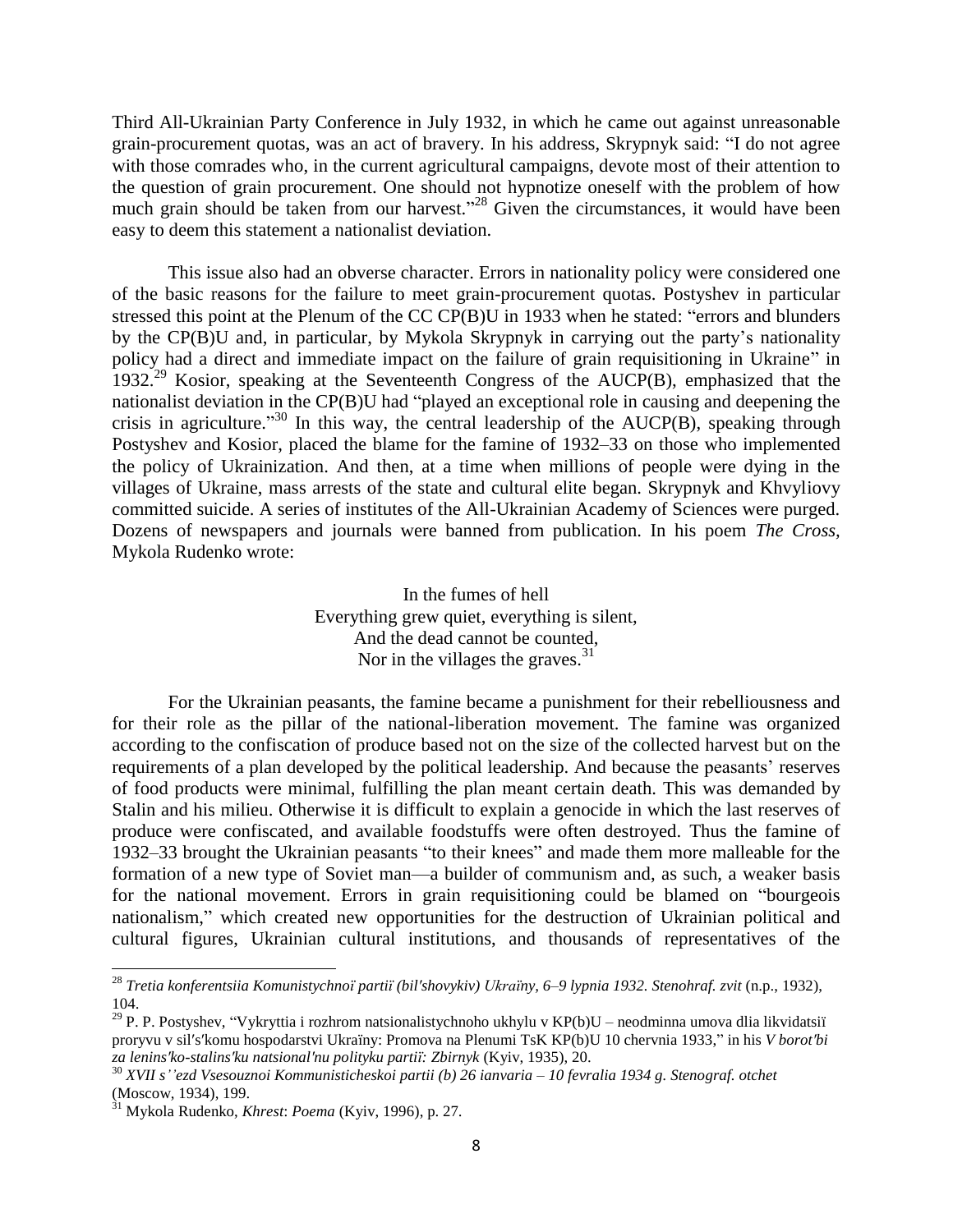Third All-Ukrainian Party Conference in July 1932, in which he came out against unreasonable grain-procurement quotas, was an act of bravery. In his address, Skrypnyk said: "I do not agree with those comrades who, in the current agricultural campaigns, devote most of their attention to the question of grain procurement. One should not hypnotize oneself with the problem of how much grain should be taken from our harvest."[28] Given the circumstances, it would have been easy to deem this statement a nationalist deviation.

This issue also had an obverse character. Errors in nationality policy were considered one of the basic reasons for the failure to meet grain-procurement quotas. Postyshev in particular stressed this point at the Plenum of the CC CP(B)U in 1933 when he stated: "errors and blunders by the CP(B)U and, in particular, by Mykola Skrypnyk in carrying out the party's nationality policy had a direct and immediate impact on the failure of grain requisitioning in Ukraine" in 1932.[29] Kosior, speaking at the Seventeenth Congress of the AUCP(B), emphasized that the nationalist deviation in the CP(B)U had "played an exceptional role in causing and deepening the crisis in agriculture."[30] In this way, the central leadership of the AUCP(B), speaking through Postyshev and Kosior, placed the blame for the famine of 1932–33 on those who implemented the policy of Ukrainization. And then, at a time when millions of people were dying in the villages of Ukraine, mass arrests of the state and cultural elite began. Skrypnyk and Khvyliovy committed suicide. A series of institutes of the All-Ukrainian Academy of Sciences were purged. Dozens of newspapers and journals were banned from publication. In his poem *The Cross,* Mykola Rudenko wrote:

> In the fumes of hell
> Everything grew quiet, everything is silent,
> And the dead cannot be counted,
> Nor in the villages the graves.[31]

For the Ukrainian peasants, the famine became a punishment for their rebelliousness and for their role as the pillar of the national-liberation movement. The famine was organized according to the confiscation of produce based not on the size of the collected harvest but on the requirements of a plan developed by the political leadership. And because the peasants' reserves of food products were minimal, fulfilling the plan meant certain death. This was demanded by Stalin and his milieu. Otherwise it is difficult to explain a genocide in which the last reserves of produce were confiscated, and available foodstuffs were often destroyed. Thus the famine of 1932–33 brought the Ukrainian peasants "to their knees" and made them more malleable for the formation of a new type of Soviet man—a builder of communism and, as such, a weaker basis for the national movement. Errors in grain requisitioning could be blamed on "bourgeois nationalism," which created new opportunities for the destruction of Ukrainian political and cultural figures, Ukrainian cultural institutions, and thousands of representatives of the

---

[28] *Tretia konferentsiia Komunistychnoï partiï (bil′shovykiv) Ukraïny, 6–9 lypnia 1932. Stenohraf. zvit* (n.p., 1932), 104.

[29] P. P. Postyshev, "Vykryttia i rozhrom natsionalistychnoho ukhylu v KP(b)U – neodminna umova dlia likvidatsiï proryvu v sil′s′komu hospodarstvi Ukraïny: Promova na Plenumi TsK KP(b)U 10 chervnia 1933," in his *V borot′bi za lenins′ko-stalins′ku natsional′nu polityku partiï: Zbirnyk* (Kyiv, 1935), 20.

[30] *XVII s''ezd Vsesouznoi Kommunisticheskoi partii (b) 26 ianvaria – 10 fevralia 1934 g. Stenograf. otchet* (Moscow, 1934), 199.

[31] Mykola Rudenko, *Khrest*: *Poema* (Kyiv, 1996), p. 27.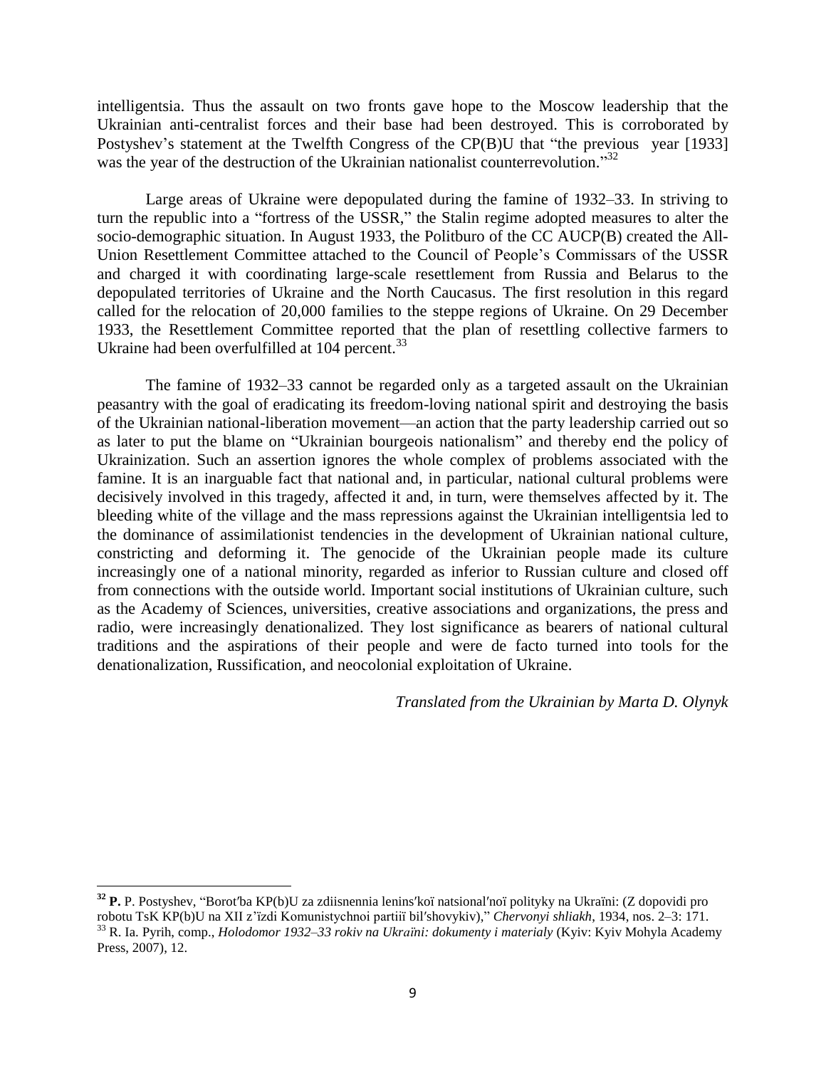intelligentsia. Thus the assault on two fronts gave hope to the Moscow leadership that the Ukrainian anti-centralist forces and their base had been destroyed. This is corroborated by Postyshev's statement at the Twelfth Congress of the CP(B)U that "the previous year [1933] was the year of the destruction of the Ukrainian nationalist counterrevolution."[32]

Large areas of Ukraine were depopulated during the famine of 1932–33. In striving to turn the republic into a "fortress of the USSR," the Stalin regime adopted measures to alter the socio-demographic situation. In August 1933, the Politburo of the CC AUCP(B) created the All-Union Resettlement Committee attached to the Council of People's Commissars of the USSR and charged it with coordinating large-scale resettlement from Russia and Belarus to the depopulated territories of Ukraine and the North Caucasus. The first resolution in this regard called for the relocation of 20,000 families to the steppe regions of Ukraine. On 29 December 1933, the Resettlement Committee reported that the plan of resettling collective farmers to Ukraine had been overfulfilled at 104 percent.[33]

The famine of 1932–33 cannot be regarded only as a targeted assault on the Ukrainian peasantry with the goal of eradicating its freedom-loving national spirit and destroying the basis of the Ukrainian national-liberation movement—an action that the party leadership carried out so as later to put the blame on "Ukrainian bourgeois nationalism" and thereby end the policy of Ukrainization. Such an assertion ignores the whole complex of problems associated with the famine. It is an inarguable fact that national and, in particular, national cultural problems were decisively involved in this tragedy, affected it and, in turn, were themselves affected by it. The bleeding white of the village and the mass repressions against the Ukrainian intelligentsia led to the dominance of assimilationist tendencies in the development of Ukrainian national culture, constricting and deforming it. The genocide of the Ukrainian people made its culture increasingly one of a national minority, regarded as inferior to Russian culture and closed off from connections with the outside world. Important social institutions of Ukrainian culture, such as the Academy of Sciences, universities, creative associations and organizations, the press and radio, were increasingly denationalized. They lost significance as bearers of national cultural traditions and the aspirations of their people and were de facto turned into tools for the denationalization, Russification, and neocolonial exploitation of Ukraine.

*Translated from the Ukrainian by Marta D. Olynyk*

---

[32] **P.** P. Postyshev, "Borot′ba KP(b)U za zdiisnennia lenins′koï natsional′noï polityky na Ukraïni: (Z dopovidi pro robotu TsK KP(b)U na XII z'ïzdi Komunistychnoi partiiï bil′shovykiv)," *Chervonyi shliakh*, 1934, nos. 2–3: 171.

[33] R. Ia. Pyrih, comp., *Holodomor 1932–33 rokiv na Ukraïni: dokumenty i materialy* (Kyiv: Kyiv Mohyla Academy Press, 2007), 12.